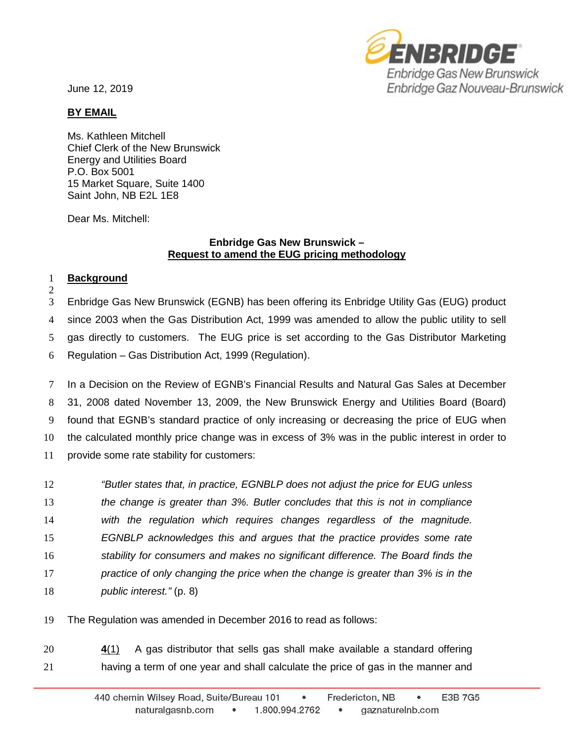Enbridge Gas New Brunswick
Enbridge Gaz Nouveau-Brunswick

June 12, 2019

**BY EMAIL**

Ms. Kathleen Mitchell
Chief Clerk of the New Brunswick
Energy and Utilities Board
P.O. Box 5001
15 Market Square, Suite 1400
Saint John, NB E2L 1E8

Dear Ms. Mitchell:

**Enbridge Gas New Brunswick –**
**Request to amend the EUG pricing methodology**

## Background

Enbridge Gas New Brunswick (EGNB) has been offering its Enbridge Utility Gas (EUG) product since 2003 when the Gas Distribution Act, 1999 was amended to allow the public utility to sell gas directly to customers. The EUG price is set according to the Gas Distributor Marketing Regulation – Gas Distribution Act, 1999 (Regulation).

In a Decision on the Review of EGNB's Financial Results and Natural Gas Sales at December 31, 2008 dated November 13, 2009, the New Brunswick Energy and Utilities Board (Board) found that EGNB's standard practice of only increasing or decreasing the price of EUG when the calculated monthly price change was in excess of 3% was in the public interest in order to provide some rate stability for customers:

> *"Butler states that, in practice, EGNBLP does not adjust the price for EUG unless the change is greater than 3%. Butler concludes that this is not in compliance with the regulation which requires changes regardless of the magnitude. EGNBLP acknowledges this and argues that the practice provides some rate stability for consumers and makes no significant difference. The Board finds the practice of only changing the price when the change is greater than 3% is in the public interest."* (p. 8)

The Regulation was amended in December 2016 to read as follows:

> **4**(1) A gas distributor that sells gas shall make available a standard offering having a term of one year and shall calculate the price of gas in the manner and

440 chemin Wilsey Road, Suite/Bureau 101 • Fredericton, NB • E3B 7G5
naturalgasnb.com • 1.800.994.2762 • gaznaturelnb.com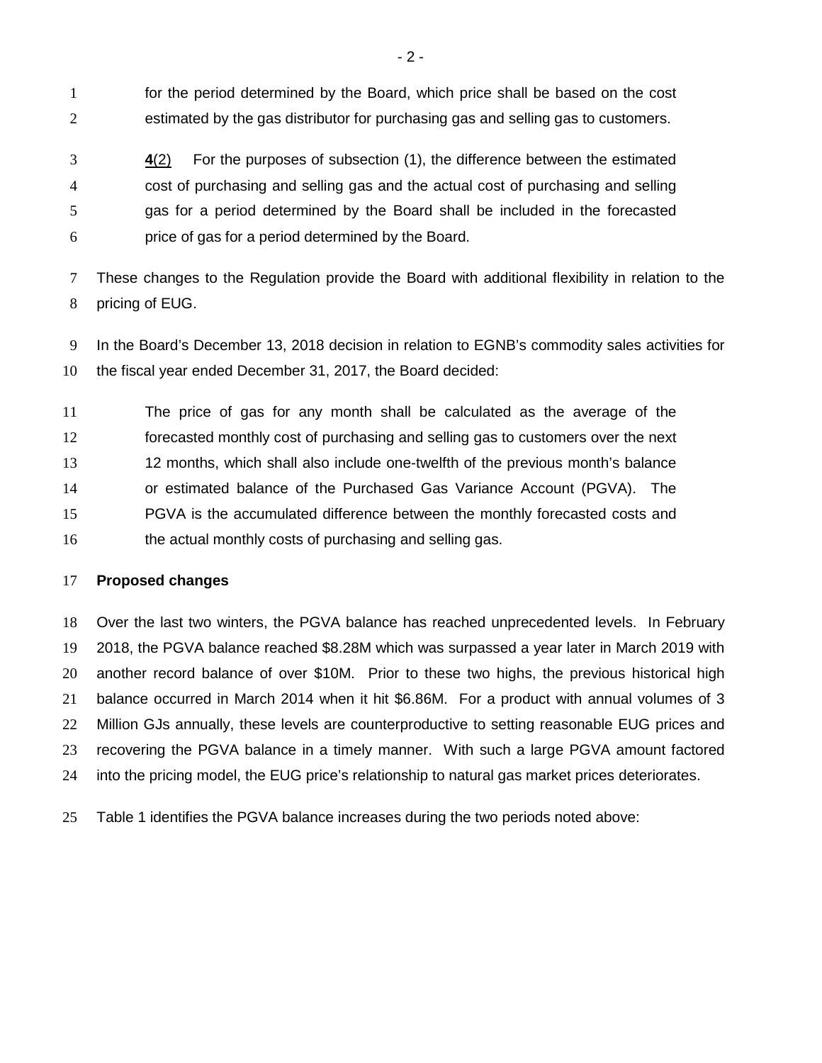for the period determined by the Board, which price shall be based on the cost estimated by the gas distributor for purchasing gas and selling gas to customers.

> **4**(2) For the purposes of subsection (1), the difference between the estimated cost of purchasing and selling gas and the actual cost of purchasing and selling gas for a period determined by the Board shall be included in the forecasted price of gas for a period determined by the Board.

These changes to the Regulation provide the Board with additional flexibility in relation to the pricing of EUG.

In the Board's December 13, 2018 decision in relation to EGNB's commodity sales activities for the fiscal year ended December 31, 2017, the Board decided:

> The price of gas for any month shall be calculated as the average of the forecasted monthly cost of purchasing and selling gas to customers over the next 12 months, which shall also include one-twelfth of the previous month's balance or estimated balance of the Purchased Gas Variance Account (PGVA). The PGVA is the accumulated difference between the monthly forecasted costs and the actual monthly costs of purchasing and selling gas.

**Proposed changes**

Over the last two winters, the PGVA balance has reached unprecedented levels. In February 2018, the PGVA balance reached $8.28M which was surpassed a year later in March 2019 with another record balance of over $10M. Prior to these two highs, the previous historical high balance occurred in March 2014 when it hit $6.86M. For a product with annual volumes of 3 Million GJs annually, these levels are counterproductive to setting reasonable EUG prices and recovering the PGVA balance in a timely manner. With such a large PGVA amount factored into the pricing model, the EUG price's relationship to natural gas market prices deteriorates.

Table 1 identifies the PGVA balance increases during the two periods noted above: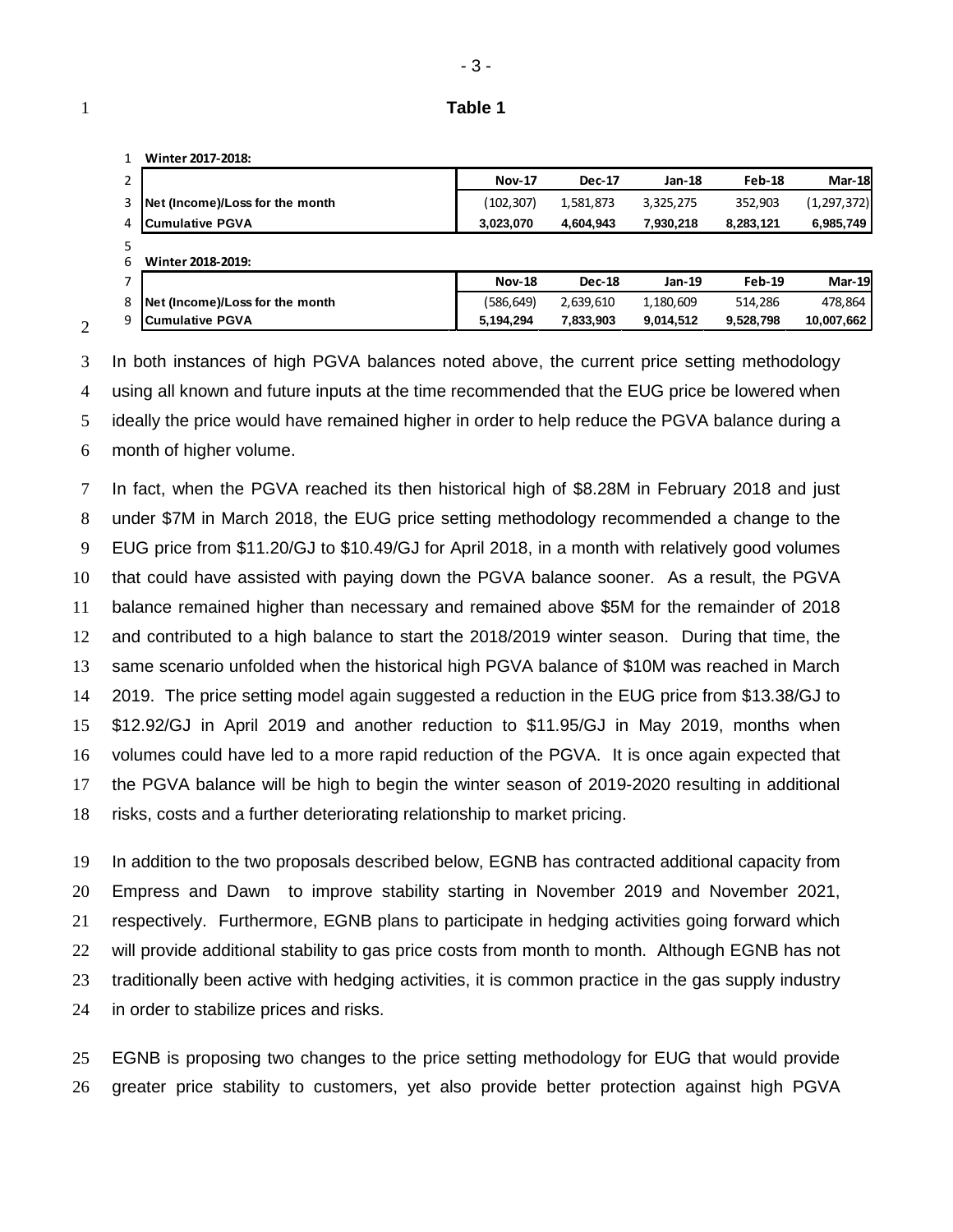**Table 1**

**Winter 2017-2018:**

| | Nov-17 | Dec-17 | Jan-18 | Feb-18 | Mar-18 |
|---|---|---|---|---|---|
| **Net (Income)/Loss for the month** | (102,307) | 1,581,873 | 3,325,275 | 352,903 | (1,297,372) |
| **Cumulative PGVA** | **3,023,070** | **4,604,943** | **7,930,218** | **8,283,121** | **6,985,749** |

**Winter 2018-2019:**

| | Nov-18 | Dec-18 | Jan-19 | Feb-19 | Mar-19 |
|---|---|---|---|---|---|
| **Net (Income)/Loss for the month** | (586,649) | 2,639,610 | 1,180,609 | 514,286 | 478,864 |
| **Cumulative PGVA** | **5,194,294** | **7,833,903** | **9,014,512** | **9,528,798** | **10,007,662** |

In both instances of high PGVA balances noted above, the current price setting methodology using all known and future inputs at the time recommended that the EUG price be lowered when ideally the price would have remained higher in order to help reduce the PGVA balance during a month of higher volume.

In fact, when the PGVA reached its then historical high of $8.28M in February 2018 and just under $7M in March 2018, the EUG price setting methodology recommended a change to the EUG price from $11.20/GJ to $10.49/GJ for April 2018, in a month with relatively good volumes that could have assisted with paying down the PGVA balance sooner. As a result, the PGVA balance remained higher than necessary and remained above $5M for the remainder of 2018 and contributed to a high balance to start the 2018/2019 winter season. During that time, the same scenario unfolded when the historical high PGVA balance of $10M was reached in March 2019. The price setting model again suggested a reduction in the EUG price from $13.38/GJ to $12.92/GJ in April 2019 and another reduction to $11.95/GJ in May 2019, months when volumes could have led to a more rapid reduction of the PGVA. It is once again expected that the PGVA balance will be high to begin the winter season of 2019-2020 resulting in additional risks, costs and a further deteriorating relationship to market pricing.

In addition to the two proposals described below, EGNB has contracted additional capacity from Empress and Dawn to improve stability starting in November 2019 and November 2021, respectively. Furthermore, EGNB plans to participate in hedging activities going forward which will provide additional stability to gas price costs from month to month. Although EGNB has not traditionally been active with hedging activities, it is common practice in the gas supply industry in order to stabilize prices and risks.

EGNB is proposing two changes to the price setting methodology for EUG that would provide greater price stability to customers, yet also provide better protection against high PGVA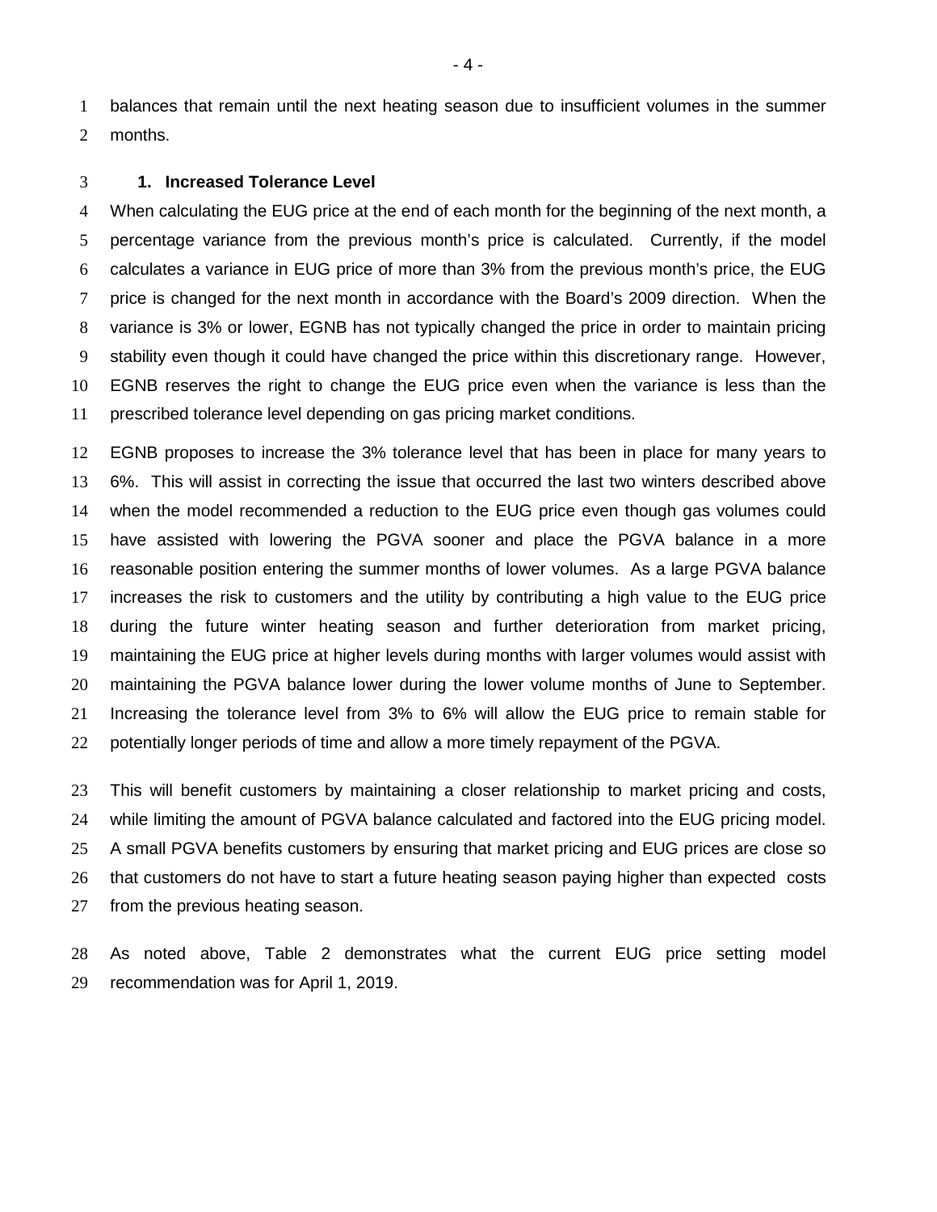balances that remain until the next heating season due to insufficient volumes in the summer months.

### 1. Increased Tolerance Level

When calculating the EUG price at the end of each month for the beginning of the next month, a percentage variance from the previous month's price is calculated. Currently, if the model calculates a variance in EUG price of more than 3% from the previous month's price, the EUG price is changed for the next month in accordance with the Board's 2009 direction. When the variance is 3% or lower, EGNB has not typically changed the price in order to maintain pricing stability even though it could have changed the price within this discretionary range. However, EGNB reserves the right to change the EUG price even when the variance is less than the prescribed tolerance level depending on gas pricing market conditions.

EGNB proposes to increase the 3% tolerance level that has been in place for many years to 6%. This will assist in correcting the issue that occurred the last two winters described above when the model recommended a reduction to the EUG price even though gas volumes could have assisted with lowering the PGVA sooner and place the PGVA balance in a more reasonable position entering the summer months of lower volumes. As a large PGVA balance increases the risk to customers and the utility by contributing a high value to the EUG price during the future winter heating season and further deterioration from market pricing, maintaining the EUG price at higher levels during months with larger volumes would assist with maintaining the PGVA balance lower during the lower volume months of June to September. Increasing the tolerance level from 3% to 6% will allow the EUG price to remain stable for potentially longer periods of time and allow a more timely repayment of the PGVA.

This will benefit customers by maintaining a closer relationship to market pricing and costs, while limiting the amount of PGVA balance calculated and factored into the EUG pricing model. A small PGVA benefits customers by ensuring that market pricing and EUG prices are close so that customers do not have to start a future heating season paying higher than expected costs from the previous heating season.

As noted above, Table 2 demonstrates what the current EUG price setting model recommendation was for April 1, 2019.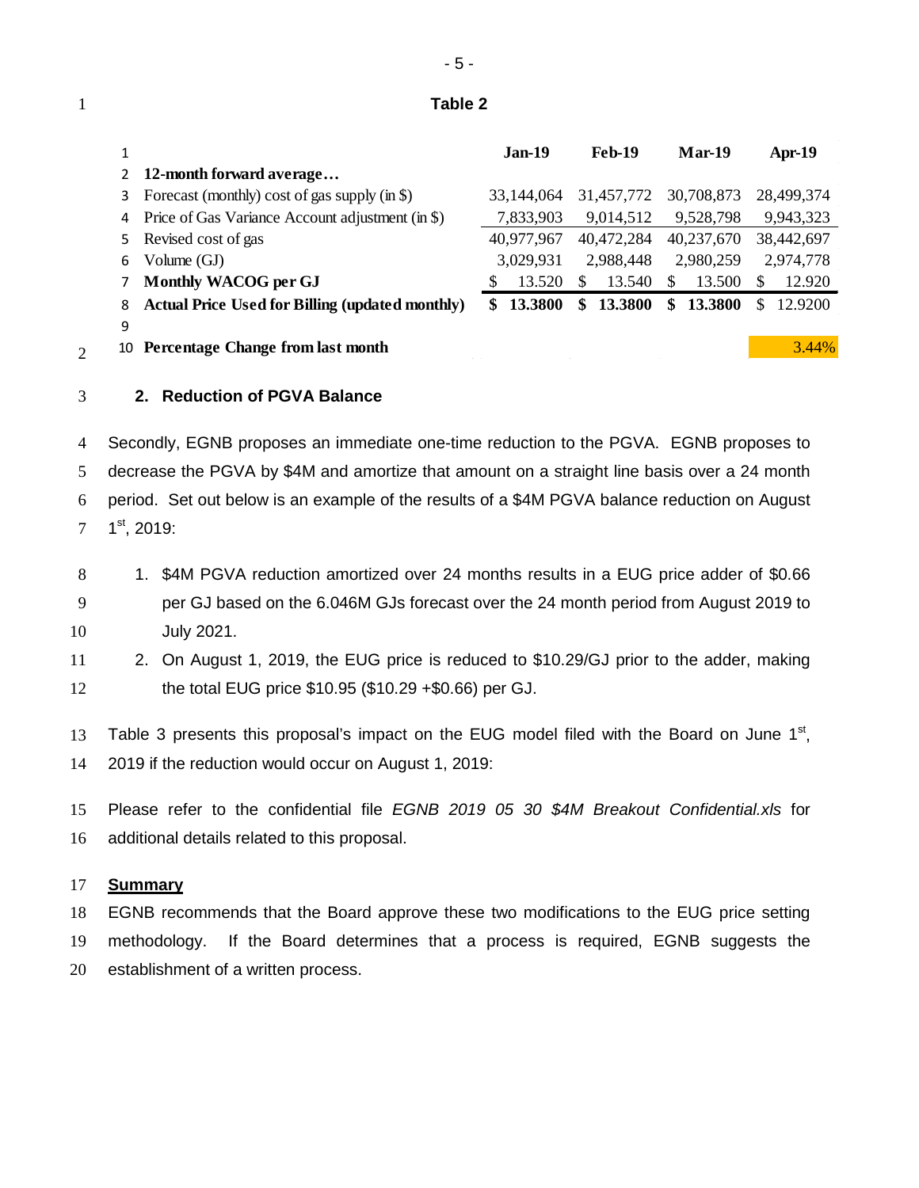**Table 2**

| | | Jan-19 | Feb-19 | Mar-19 | Apr-19 |
|---|---|---|---|---|---|
| 1 | | | | | |
| 2 | **12-month forward average…** | | | | |
| 3 | Forecast (monthly) cost of gas supply (in $) | 33,144,064 | 31,457,772 | 30,708,873 | 28,499,374 |
| 4 | Price of Gas Variance Account adjustment (in $) | 7,833,903 | 9,014,512 | 9,528,798 | 9,943,323 |
| 5 | Revised cost of gas | 40,977,967 | 40,472,284 | 40,237,670 | 38,442,697 |
| 6 | Volume (GJ) | 3,029,931 | 2,988,448 | 2,980,259 | 2,974,778 |
| 7 | **Monthly WACOG per GJ** | $ 13.520 | $ 13.540 | $ 13.500 | $ 12.920 |
| 8 | **Actual Price Used for Billing (updated monthly)** | **$ 13.3800** | **$ 13.3800** | **$ 13.3800** | $ 12.9200 |
| 9 | | | | | |
| 10 | **Percentage Change from last month** | | | | 3.44% |

### 2. Reduction of PGVA Balance

Secondly, EGNB proposes an immediate one-time reduction to the PGVA. EGNB proposes to decrease the PGVA by $4M and amortize that amount on a straight line basis over a 24 month period. Set out below is an example of the results of a $4M PGVA balance reduction on August 1st, 2019:

1. $4M PGVA reduction amortized over 24 months results in a EUG price adder of $0.66 per GJ based on the 6.046M GJs forecast over the 24 month period from August 2019 to July 2021.
2. On August 1, 2019, the EUG price is reduced to $10.29/GJ prior to the adder, making the total EUG price $10.95 ($10.29 +$0.66) per GJ.

Table 3 presents this proposal's impact on the EUG model filed with the Board on June 1st, 2019 if the reduction would occur on August 1, 2019:

Please refer to the confidential file *EGNB 2019 05 30 $4M Breakout Confidential.xls* for additional details related to this proposal.

## Summary

EGNB recommends that the Board approve these two modifications to the EUG price setting methodology. If the Board determines that a process is required, EGNB suggests the establishment of a written process.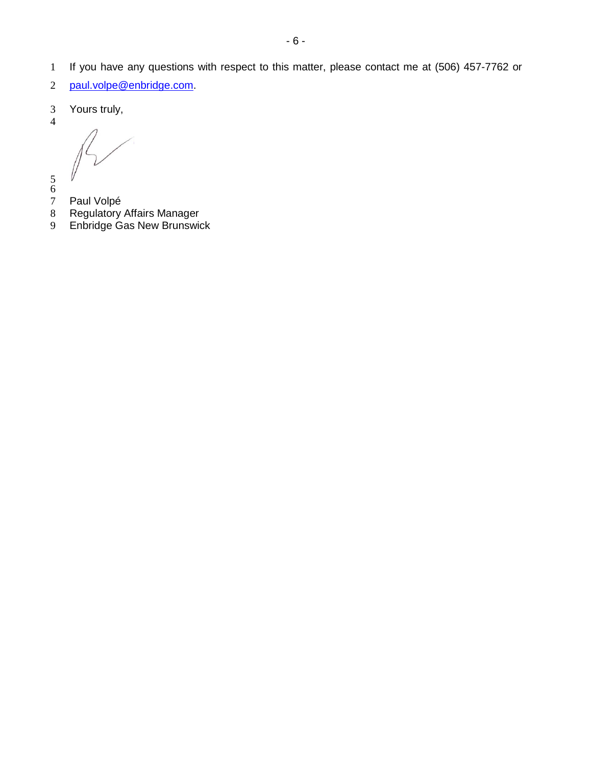If you have any questions with respect to this matter, please contact me at (506) 457-7762 or paul.volpe@enbridge.com.

Yours truly,

Paul Volpé
Regulatory Affairs Manager
Enbridge Gas New Brunswick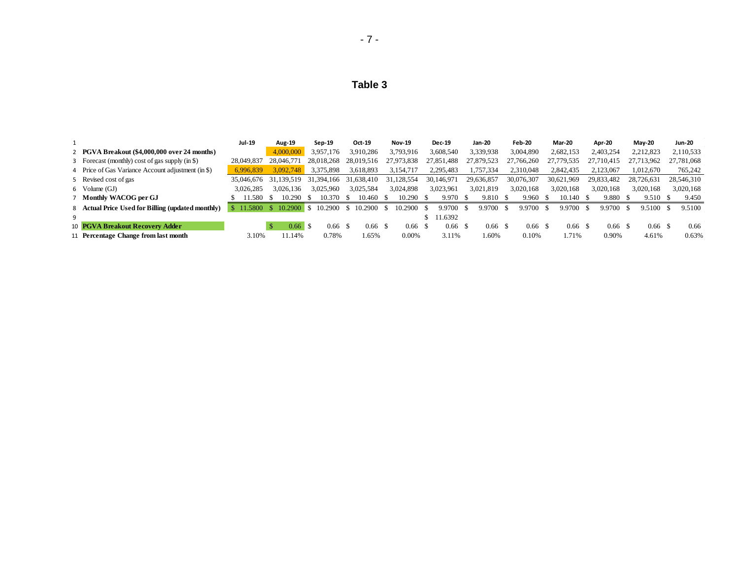# Table 3

| 1 | | Jul-19 | Aug-19 | Sep-19 | Oct-19 | Nov-19 | Dec-19 | Jan-20 | Feb-20 | Mar-20 | Apr-20 | May-20 | Jun-20 |
|---|---|---|---|---|---|---|---|---|---|---|---|---|---|
| 2 | **PGVA Breakout ($4,000,000 over 24 months)** | | 4,000,000 | 3,957,176 | 3,910,286 | 3,793,916 | 3,608,540 | 3,339,938 | 3,004,890 | 2,682,153 | 2,403,254 | 2,212,823 | 2,110,533 |
| 3 | Forecast (monthly) cost of gas supply (in $) | 28,049,837 | 28,046,771 | 28,018,268 | 28,019,516 | 27,973,838 | 27,851,488 | 27,879,523 | 27,766,260 | 27,779,535 | 27,710,415 | 27,713,962 | 27,781,068 |
| 4 | Price of Gas Variance Account adjustment (in $) | 6,996,839 | 3,092,748 | 3,375,898 | 3,618,893 | 3,154,717 | 2,295,483 | 1,757,334 | 2,310,048 | 2,842,435 | 2,123,067 | 1,012,670 | 765,242 |
| 5 | Revised cost of gas | 35,046,676 | 31,139,519 | 31,394,166 | 31,638,410 | 31,128,554 | 30,146,971 | 29,636,857 | 30,076,307 | 30,621,969 | 29,833,482 | 28,726,631 | 28,546,310 |
| 6 | Volume (GJ) | 3,026,285 | 3,026,136 | 3,025,960 | 3,025,584 | 3,024,898 | 3,023,961 | 3,021,819 | 3,020,168 | 3,020,168 | 3,020,168 | 3,020,168 | 3,020,168 |
| 7 | **Monthly WACOG per GJ** | $ 11.580 | $ 10.290 | $ 10.370 | $ 10.460 | $ 10.290 | $ 9.970 | $ 9.810 | $ 9.960 | $ 10.140 | $ 9.880 | $ 9.510 | $ 9.450 |
| 8 | **Actual Price Used for Billing (updated monthly)** | $ 11.5800 | $ 10.2900 | $ 10.2900 | $ 10.2900 | $ 10.2900 | $ 9.9700 | $ 9.9700 | $ 9.9700 | $ 9.9700 | $ 9.9700 | $ 9.5100 | $ 9.5100 |
| 9 | | | | | | | $ 11.6392 | | | | | | |
| 10 | **PGVA Breakout Recovery Adder** | | $ 0.66 | $ 0.66 | $ 0.66 | $ 0.66 | $ 0.66 | $ 0.66 | $ 0.66 | $ 0.66 | $ 0.66 | $ 0.66 | $ 0.66 |
| 11 | **Percentage Change from last month** | 3.10% | 11.14% | 0.78% | 1.65% | 0.00% | 3.11% | 1.60% | 0.10% | 1.71% | 0.90% | 4.61% | 0.63% |